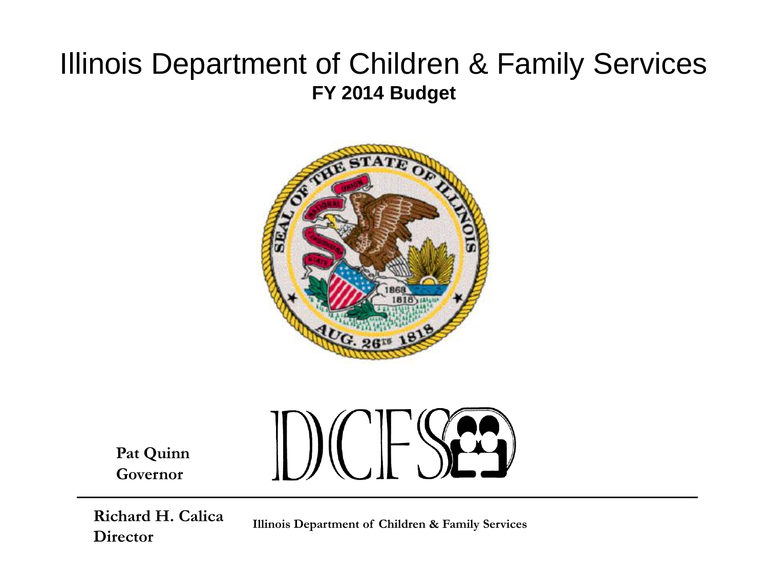# Illinois Department of Children & Family Services

**FY 2014 Budget**

**Pat Quinn**
**Governor**

**Richard H. Calica**
**Director**

**Illinois Department of Children & Family Services**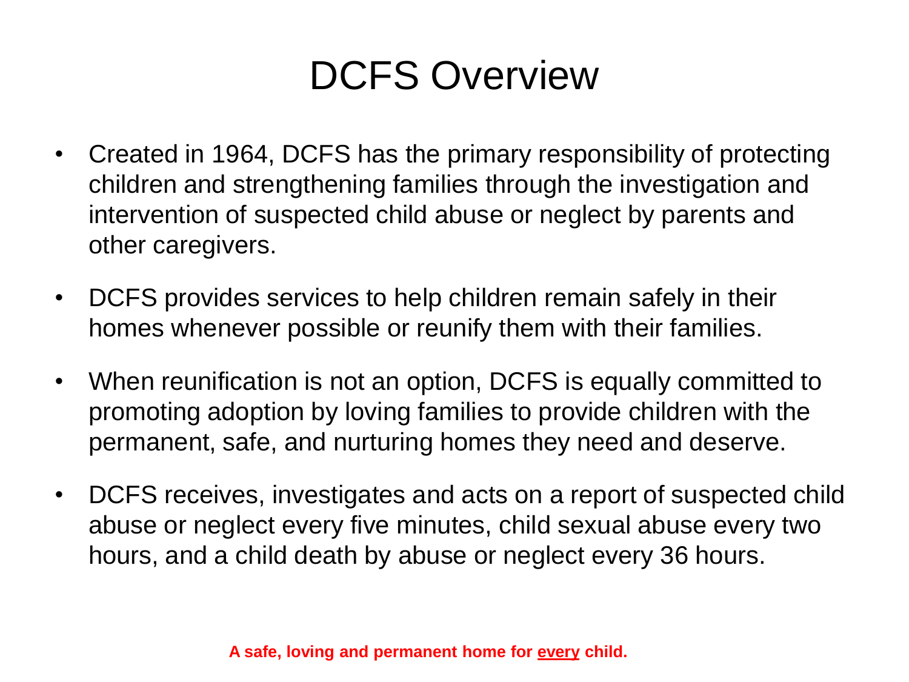# DCFS Overview

- Created in 1964, DCFS has the primary responsibility of protecting children and strengthening families through the investigation and intervention of suspected child abuse or neglect by parents and other caregivers.
- DCFS provides services to help children remain safely in their homes whenever possible or reunify them with their families.
- When reunification is not an option, DCFS is equally committed to promoting adoption by loving families to provide children with the permanent, safe, and nurturing homes they need and deserve.
- DCFS receives, investigates and acts on a report of suspected child abuse or neglect every five minutes, child sexual abuse every two hours, and a child death by abuse or neglect every 36 hours.

**A safe, loving and permanent home for <u>every</u> child.**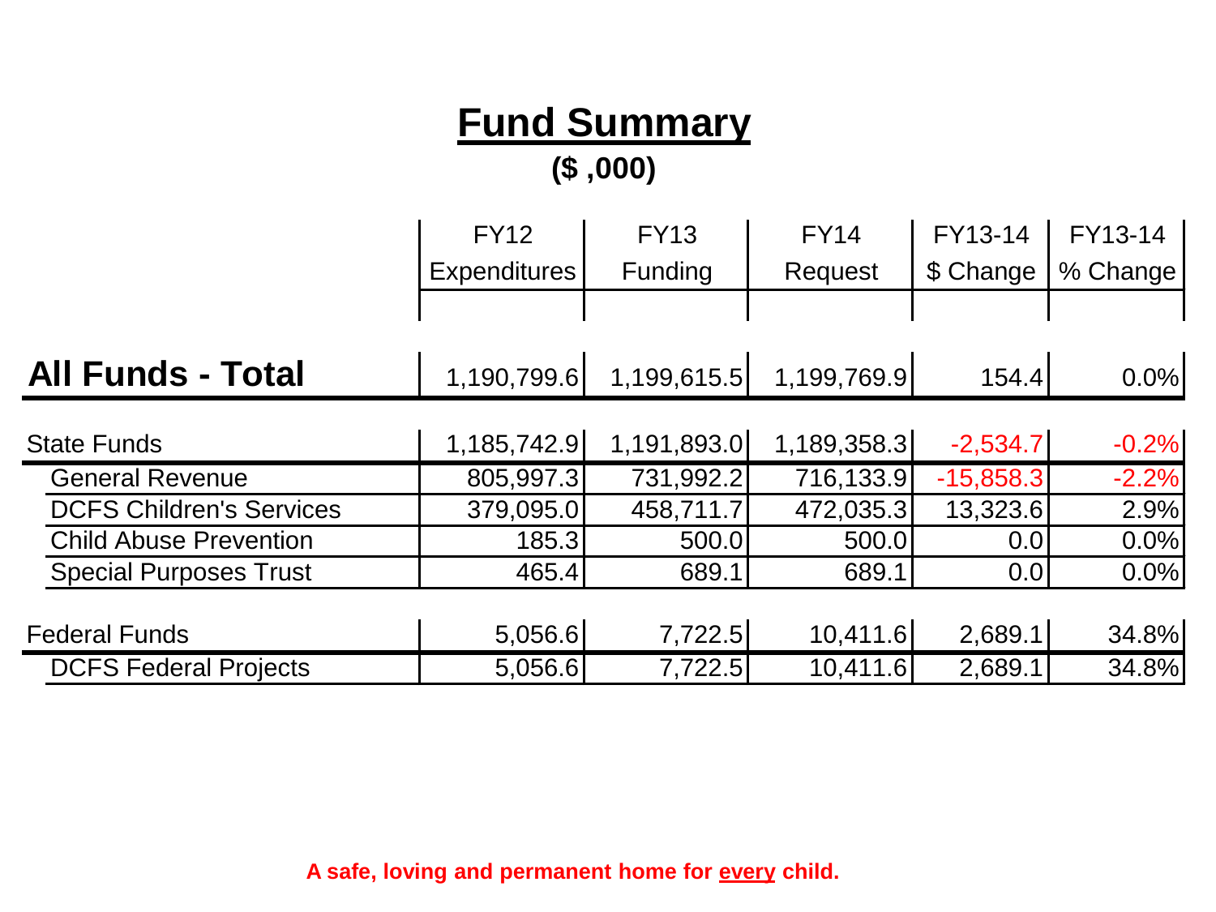# Fund Summary

**($ ,000)**

| | FY12 Expenditures | FY13 Funding | FY14 Request | FY13-14 $ Change | FY13-14 % Change |
|---|---|---|---|---|---|
| **All Funds - Total** | 1,190,799.6 | 1,199,615.5 | 1,199,769.9 | 154.4 | 0.0% |
| State Funds | 1,185,742.9 | 1,191,893.0 | 1,189,358.3 | -2,534.7 | -0.2% |
| General Revenue | 805,997.3 | 731,992.2 | 716,133.9 | -15,858.3 | -2.2% |
| DCFS Children's Services | 379,095.0 | 458,711.7 | 472,035.3 | 13,323.6 | 2.9% |
| Child Abuse Prevention | 185.3 | 500.0 | 500.0 | 0.0 | 0.0% |
| Special Purposes Trust | 465.4 | 689.1 | 689.1 | 0.0 | 0.0% |
| Federal Funds | 5,056.6 | 7,722.5 | 10,411.6 | 2,689.1 | 34.8% |
| DCFS Federal Projects | 5,056.6 | 7,722.5 | 10,411.6 | 2,689.1 | 34.8% |

**A safe, loving and permanent home for every child.**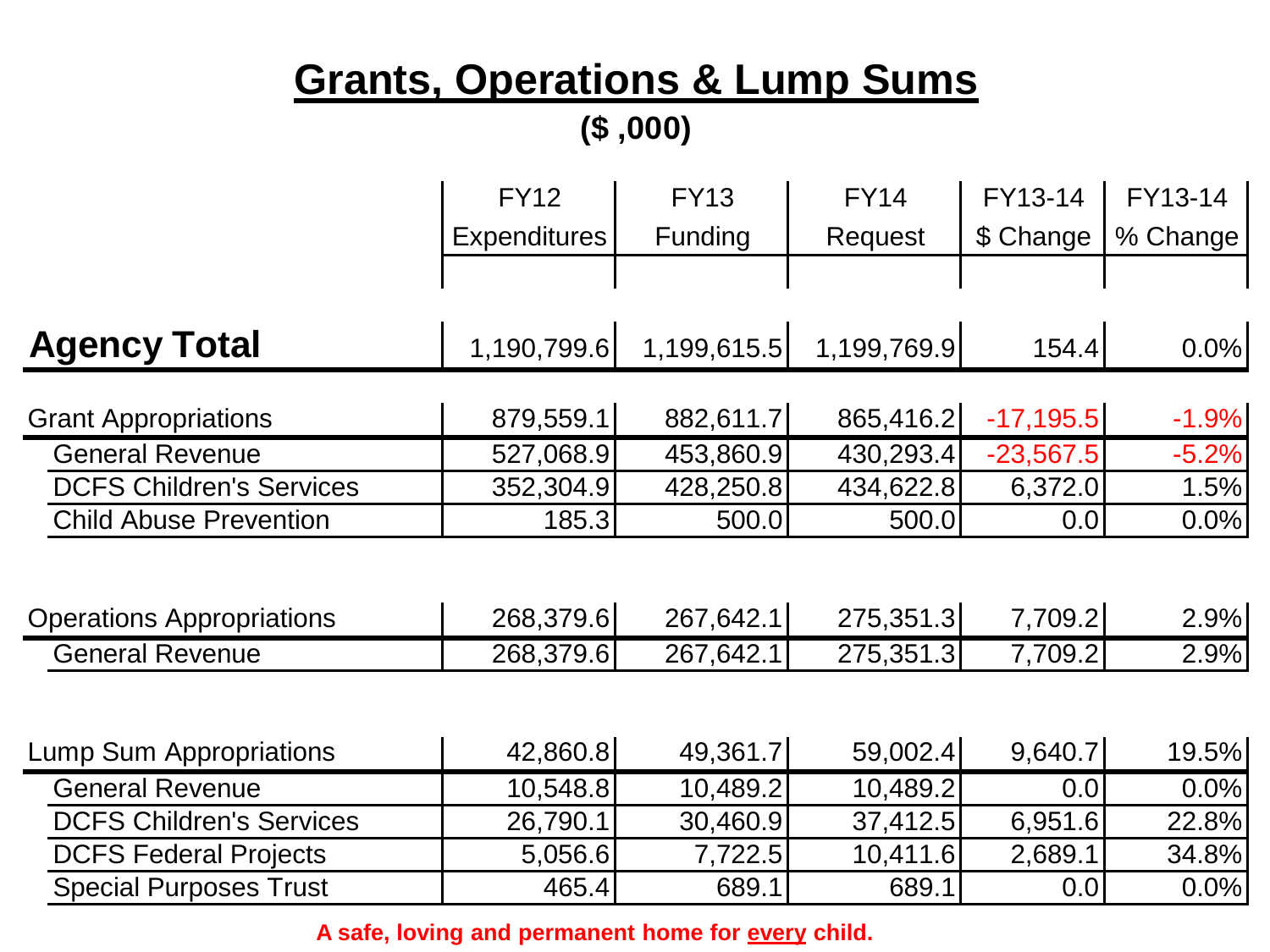# Grants, Operations & Lump Sums

**($ ,000)**

| | FY12 Expenditures | FY13 Funding | FY14 Request | FY13-14 $ Change | FY13-14 % Change |
|---|---|---|---|---|---|
| **Agency Total** | 1,190,799.6 | 1,199,615.5 | 1,199,769.9 | 154.4 | 0.0% |
| Grant Appropriations | 879,559.1 | 882,611.7 | 865,416.2 | -17,195.5 | -1.9% |
| General Revenue | 527,068.9 | 453,860.9 | 430,293.4 | -23,567.5 | -5.2% |
| DCFS Children's Services | 352,304.9 | 428,250.8 | 434,622.8 | 6,372.0 | 1.5% |
| Child Abuse Prevention | 185.3 | 500.0 | 500.0 | 0.0 | 0.0% |
| Operations Appropriations | 268,379.6 | 267,642.1 | 275,351.3 | 7,709.2 | 2.9% |
| General Revenue | 268,379.6 | 267,642.1 | 275,351.3 | 7,709.2 | 2.9% |
| Lump Sum Appropriations | 42,860.8 | 49,361.7 | 59,002.4 | 9,640.7 | 19.5% |
| General Revenue | 10,548.8 | 10,489.2 | 10,489.2 | 0.0 | 0.0% |
| DCFS Children's Services | 26,790.1 | 30,460.9 | 37,412.5 | 6,951.6 | 22.8% |
| DCFS Federal Projects | 5,056.6 | 7,722.5 | 10,411.6 | 2,689.1 | 34.8% |
| Special Purposes Trust | 465.4 | 689.1 | 689.1 | 0.0 | 0.0% |

**A safe, loving and permanent home for every child.**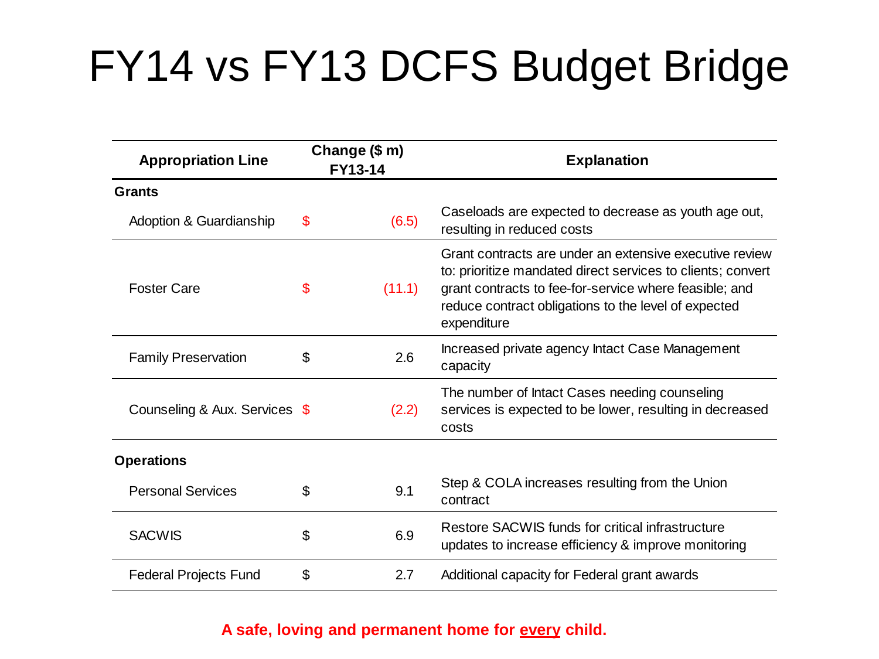# FY14 vs FY13 DCFS Budget Bridge

| Appropriation Line | Change ($ m) FY13-14 | Explanation |
|---|---|---|
| **Grants** | | |
| Adoption & Guardianship | $ (6.5) | Caseloads are expected to decrease as youth age out, resulting in reduced costs |
| Foster Care | $ (11.1) | Grant contracts are under an extensive executive review to: prioritize mandated direct services to clients; convert grant contracts to fee-for-service where feasible; and reduce contract obligations to the level of expected expenditure |
| Family Preservation | $ 2.6 | Increased private agency Intact Case Management capacity |
| Counseling & Aux. Services | $ (2.2) | The number of Intact Cases needing counseling services is expected to be lower, resulting in decreased costs |
| **Operations** | | |
| Personal Services | $ 9.1 | Step & COLA increases resulting from the Union contract |
| SACWIS | $ 6.9 | Restore SACWIS funds for critical infrastructure updates to increase efficiency & improve monitoring |
| Federal Projects Fund | $ 2.7 | Additional capacity for Federal grant awards |

**A safe, loving and permanent home for every child.**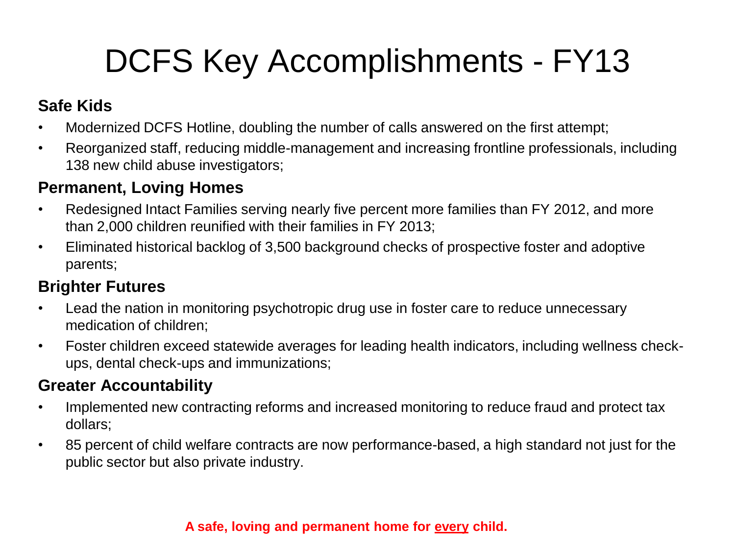# DCFS Key Accomplishments - FY13

**Safe Kids**

- Modernized DCFS Hotline, doubling the number of calls answered on the first attempt;
- Reorganized staff, reducing middle-management and increasing frontline professionals, including 138 new child abuse investigators;

**Permanent, Loving Homes**

- Redesigned Intact Families serving nearly five percent more families than FY 2012, and more than 2,000 children reunified with their families in FY 2013;
- Eliminated historical backlog of 3,500 background checks of prospective foster and adoptive parents;

**Brighter Futures**

- Lead the nation in monitoring psychotropic drug use in foster care to reduce unnecessary medication of children;
- Foster children exceed statewide averages for leading health indicators, including wellness check-ups, dental check-ups and immunizations;

**Greater Accountability**

- Implemented new contracting reforms and increased monitoring to reduce fraud and protect tax dollars;
- 85 percent of child welfare contracts are now performance-based, a high standard not just for the public sector but also private industry.

**A safe, loving and permanent home for every child.**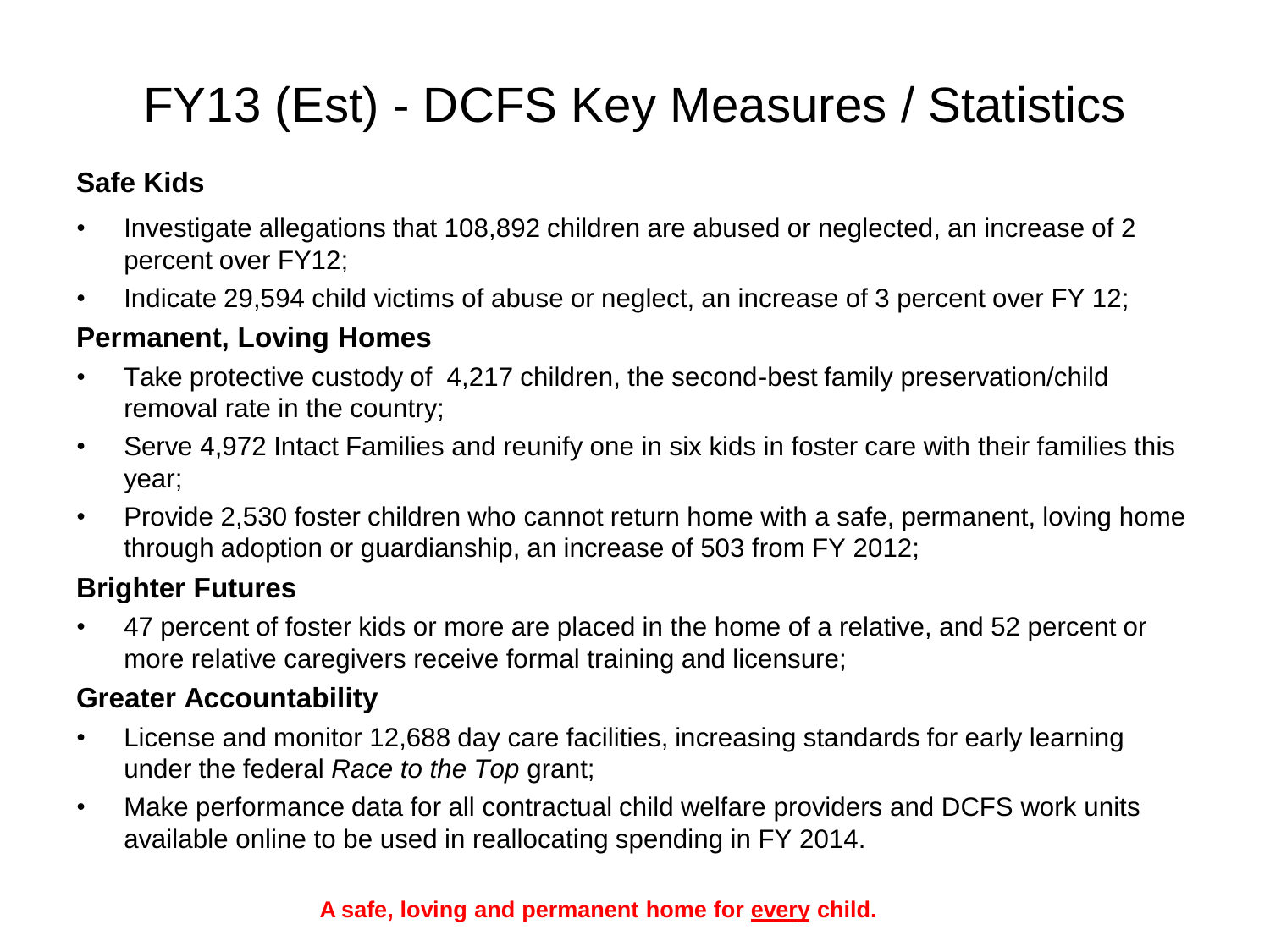# FY13 (Est) - DCFS Key Measures / Statistics

**Safe Kids**

- Investigate allegations that 108,892 children are abused or neglected, an increase of 2 percent over FY12;
- Indicate 29,594 child victims of abuse or neglect, an increase of 3 percent over FY 12;

**Permanent, Loving Homes**

- Take protective custody of 4,217 children, the second-best family preservation/child removal rate in the country;
- Serve 4,972 Intact Families and reunify one in six kids in foster care with their families this year;
- Provide 2,530 foster children who cannot return home with a safe, permanent, loving home through adoption or guardianship, an increase of 503 from FY 2012;

**Brighter Futures**

- 47 percent of foster kids or more are placed in the home of a relative, and 52 percent or more relative caregivers receive formal training and licensure;

**Greater Accountability**

- License and monitor 12,688 day care facilities, increasing standards for early learning under the federal *Race to the Top* grant;
- Make performance data for all contractual child welfare providers and DCFS work units available online to be used in reallocating spending in FY 2014.

**A safe, loving and permanent home for <u>every</u> child.**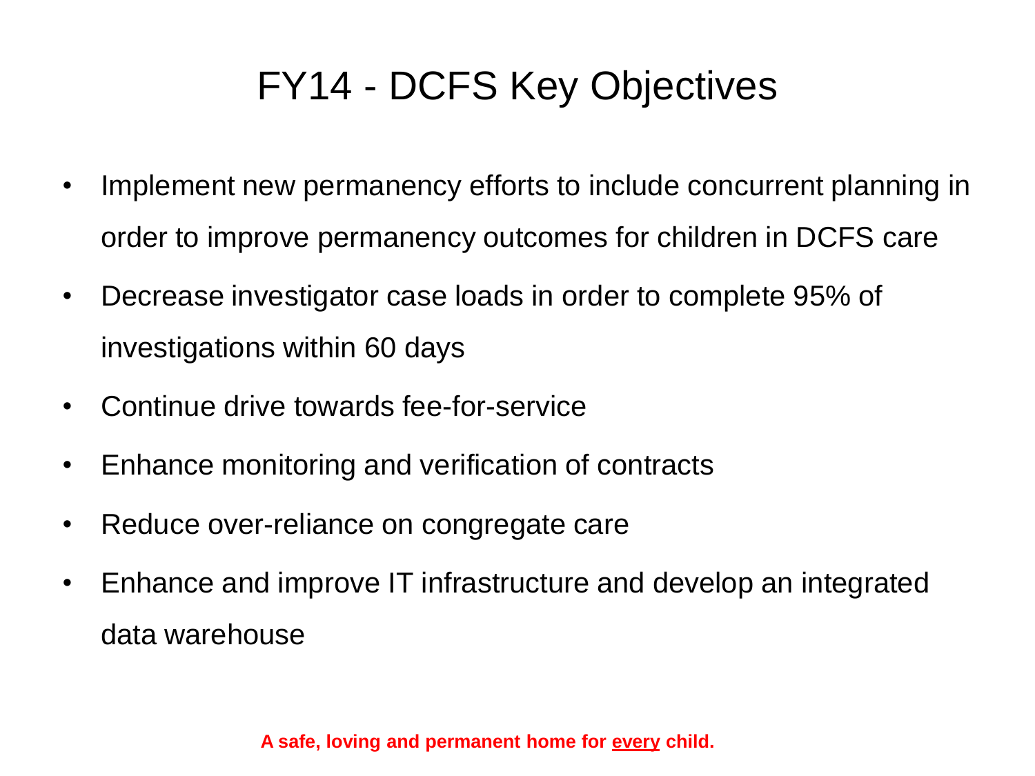# FY14 - DCFS Key Objectives

- Implement new permanency efforts to include concurrent planning in order to improve permanency outcomes for children in DCFS care
- Decrease investigator case loads in order to complete 95% of investigations within 60 days
- Continue drive towards fee-for-service
- Enhance monitoring and verification of contracts
- Reduce over-reliance on congregate care
- Enhance and improve IT infrastructure and develop an integrated data warehouse

**A safe, loving and permanent home for every child.**